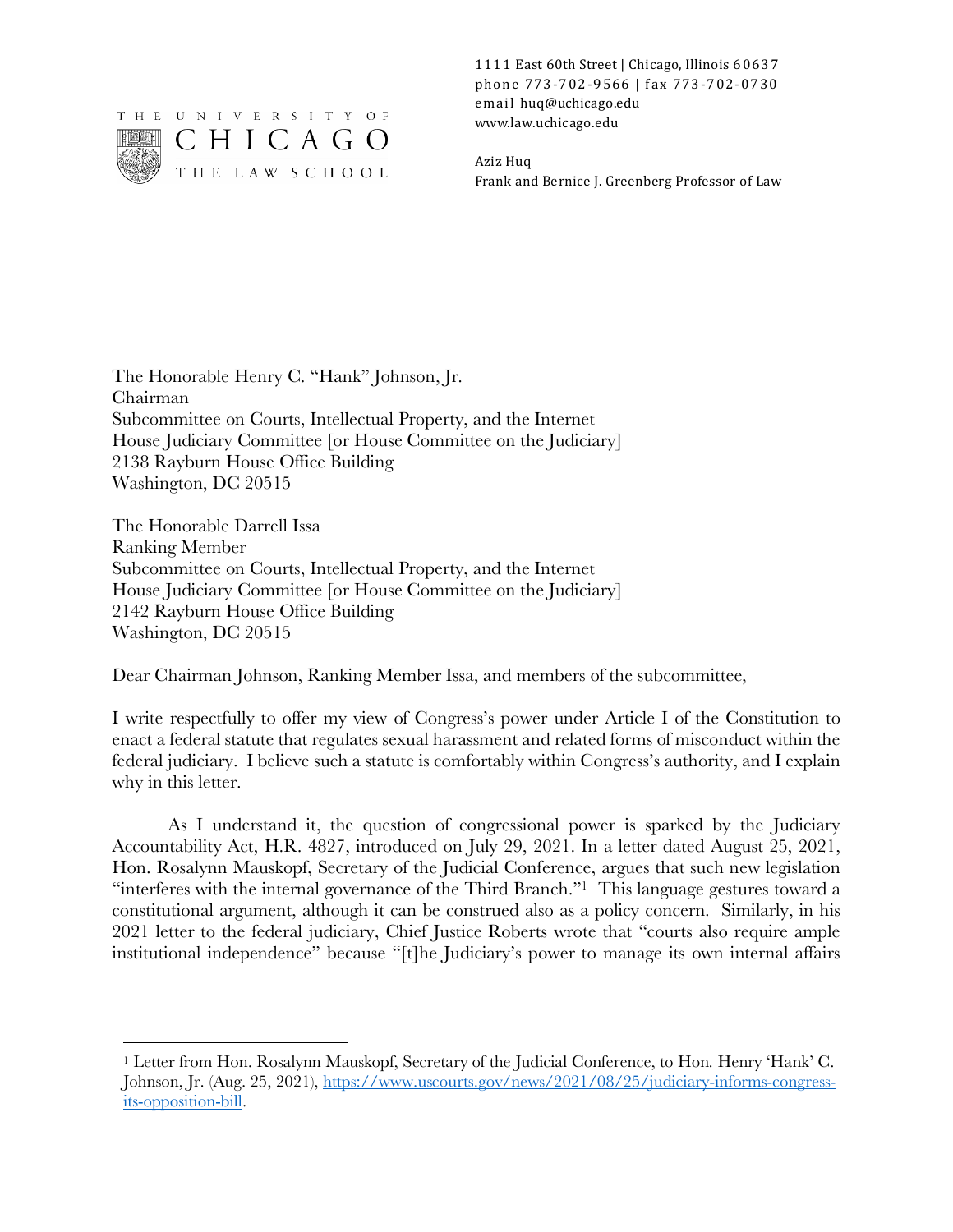THE UNIVERSITY OF CHICAGO
THE LAW SCHOOL

1111 East 60th Street | Chicago, Illinois 60637
phone 773-702-9566 | fax 773-702-0730
email huq@uchicago.edu
www.law.uchicago.edu

Aziz Huq
Frank and Bernice J. Greenberg Professor of Law

The Honorable Henry C. "Hank" Johnson, Jr.
Chairman
Subcommittee on Courts, Intellectual Property, and the Internet
House Judiciary Committee [or House Committee on the Judiciary]
2138 Rayburn House Office Building
Washington, DC 20515

The Honorable Darrell Issa
Ranking Member
Subcommittee on Courts, Intellectual Property, and the Internet
House Judiciary Committee [or House Committee on the Judiciary]
2142 Rayburn House Office Building
Washington, DC 20515

Dear Chairman Johnson, Ranking Member Issa, and members of the subcommittee,

I write respectfully to offer my view of Congress's power under Article I of the Constitution to enact a federal statute that regulates sexual harassment and related forms of misconduct within the federal judiciary. I believe such a statute is comfortably within Congress's authority, and I explain why in this letter.

As I understand it, the question of congressional power is sparked by the Judiciary Accountability Act, H.R. 4827, introduced on July 29, 2021. In a letter dated August 25, 2021, Hon. Rosalynn Mauskopf, Secretary of the Judicial Conference, argues that such new legislation "interferes with the internal governance of the Third Branch."[1] This language gestures toward a constitutional argument, although it can be construed also as a policy concern. Similarly, in his 2021 letter to the federal judiciary, Chief Justice Roberts wrote that "courts also require ample institutional independence" because "[t]he Judiciary's power to manage its own internal affairs

[1] Letter from Hon. Rosalynn Mauskopf, Secretary of the Judicial Conference, to Hon. Henry 'Hank' C. Johnson, Jr. (Aug. 25, 2021), https://www.uscourts.gov/news/2021/08/25/judiciary-informs-congress-its-opposition-bill.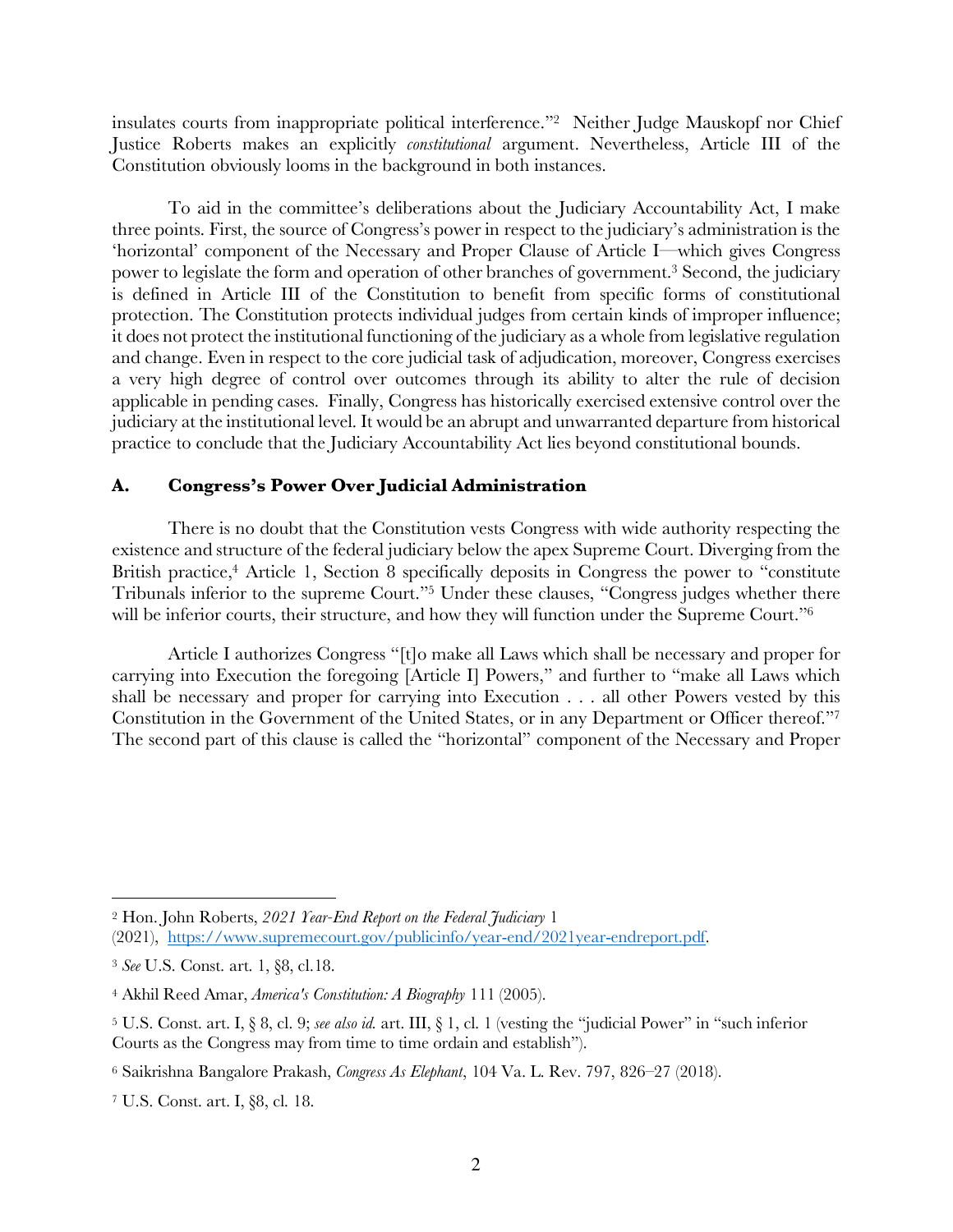insulates courts from inappropriate political interference."[2] Neither Judge Mauskopf nor Chief Justice Roberts makes an explicitly *constitutional* argument. Nevertheless, Article III of the Constitution obviously looms in the background in both instances.

To aid in the committee's deliberations about the Judiciary Accountability Act, I make three points. First, the source of Congress's power in respect to the judiciary's administration is the 'horizontal' component of the Necessary and Proper Clause of Article I—which gives Congress power to legislate the form and operation of other branches of government.[3] Second, the judiciary is defined in Article III of the Constitution to benefit from specific forms of constitutional protection. The Constitution protects individual judges from certain kinds of improper influence; it does not protect the institutional functioning of the judiciary as a whole from legislative regulation and change. Even in respect to the core judicial task of adjudication, moreover, Congress exercises a very high degree of control over outcomes through its ability to alter the rule of decision applicable in pending cases. Finally, Congress has historically exercised extensive control over the judiciary at the institutional level. It would be an abrupt and unwarranted departure from historical practice to conclude that the Judiciary Accountability Act lies beyond constitutional bounds.

### A. Congress's Power Over Judicial Administration

There is no doubt that the Constitution vests Congress with wide authority respecting the existence and structure of the federal judiciary below the apex Supreme Court. Diverging from the British practice,[4] Article 1, Section 8 specifically deposits in Congress the power to "constitute Tribunals inferior to the supreme Court."[5] Under these clauses, "Congress judges whether there will be inferior courts, their structure, and how they will function under the Supreme Court."[6]

Article I authorizes Congress "[t]o make all Laws which shall be necessary and proper for carrying into Execution the foregoing [Article I] Powers," and further to "make all Laws which shall be necessary and proper for carrying into Execution . . . all other Powers vested by this Constitution in the Government of the United States, or in any Department or Officer thereof."[7] The second part of this clause is called the "horizontal" component of the Necessary and Proper

---

[2] Hon. John Roberts, *2021 Year-End Report on the Federal Judiciary* 1 (2021), https://www.supremecourt.gov/publicinfo/year-end/2021year-endreport.pdf.

[3] *See* U.S. Const. art. 1, §8, cl.18.

[4] Akhil Reed Amar, *America's Constitution: A Biography* 111 (2005).

[5] U.S. Const. art. I, § 8, cl. 9; *see also id.* art. III, § 1, cl. 1 (vesting the "judicial Power" in "such inferior Courts as the Congress may from time to time ordain and establish").

[6] Saikrishna Bangalore Prakash, *Congress As Elephant*, 104 Va. L. Rev. 797, 826–27 (2018).

[7] U.S. Const. art. I, §8, cl. 18.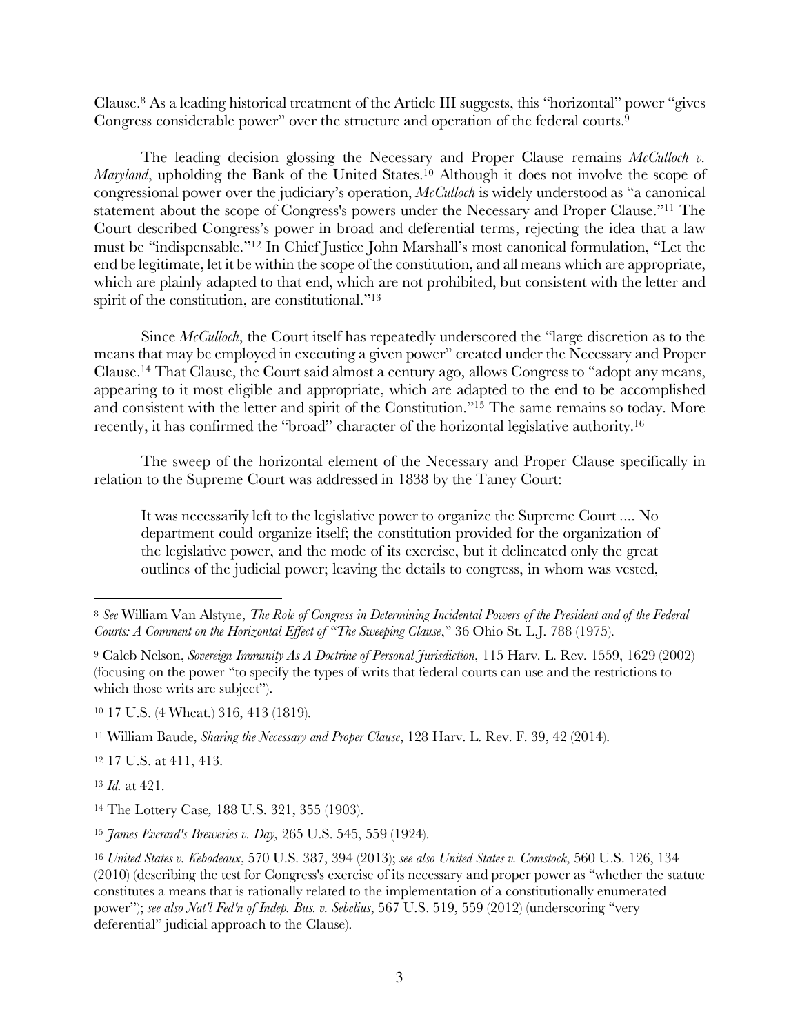Clause.[8] As a leading historical treatment of the Article III suggests, this "horizontal" power "gives Congress considerable power" over the structure and operation of the federal courts.[9]

The leading decision glossing the Necessary and Proper Clause remains *McCulloch v. Maryland*, upholding the Bank of the United States.[10] Although it does not involve the scope of congressional power over the judiciary's operation, *McCulloch* is widely understood as "a canonical statement about the scope of Congress's powers under the Necessary and Proper Clause."[11] The Court described Congress's power in broad and deferential terms, rejecting the idea that a law must be "indispensable."[12] In Chief Justice John Marshall's most canonical formulation, "Let the end be legitimate, let it be within the scope of the constitution, and all means which are appropriate, which are plainly adapted to that end, which are not prohibited, but consistent with the letter and spirit of the constitution, are constitutional."[13]

Since *McCulloch*, the Court itself has repeatedly underscored the "large discretion as to the means that may be employed in executing a given power" created under the Necessary and Proper Clause.[14] That Clause, the Court said almost a century ago, allows Congress to "adopt any means, appearing to it most eligible and appropriate, which are adapted to the end to be accomplished and consistent with the letter and spirit of the Constitution."[15] The same remains so today. More recently, it has confirmed the "broad" character of the horizontal legislative authority.[16]

The sweep of the horizontal element of the Necessary and Proper Clause specifically in relation to the Supreme Court was addressed in 1838 by the Taney Court:

> It was necessarily left to the legislative power to organize the Supreme Court .... No department could organize itself; the constitution provided for the organization of the legislative power, and the mode of its exercise, but it delineated only the great outlines of the judicial power; leaving the details to congress, in whom was vested,

---

[8] *See* William Van Alstyne, *The Role of Congress in Determining Incidental Powers of the President and of the Federal Courts: A Comment on the Horizontal Effect of "The Sweeping Clause*," 36 Ohio St. L.J. 788 (1975).

[9] Caleb Nelson, *Sovereign Immunity As A Doctrine of Personal Jurisdiction*, 115 Harv. L. Rev. 1559, 1629 (2002) (focusing on the power "to specify the types of writs that federal courts can use and the restrictions to which those writs are subject").

[10] 17 U.S. (4 Wheat.) 316, 413 (1819).

[11] William Baude, *Sharing the Necessary and Proper Clause*, 128 Harv. L. Rev. F. 39, 42 (2014).

[12] 17 U.S. at 411, 413.

[13] *Id.* at 421.

[14] The Lottery Case*,* 188 U.S. 321, 355 (1903).

[15] *James Everard's Breweries v. Day,* 265 U.S. 545, 559 (1924).

[16] *United States v. Kebodeaux*, 570 U.S. 387, 394 (2013); *see also United States v. Comstock*, 560 U.S. 126, 134 (2010) (describing the test for Congress's exercise of its necessary and proper power as "whether the statute constitutes a means that is rationally related to the implementation of a constitutionally enumerated power"); *see also Nat'l Fed'n of Indep. Bus. v. Sebelius*, 567 U.S. 519, 559 (2012) (underscoring "very deferential" judicial approach to the Clause).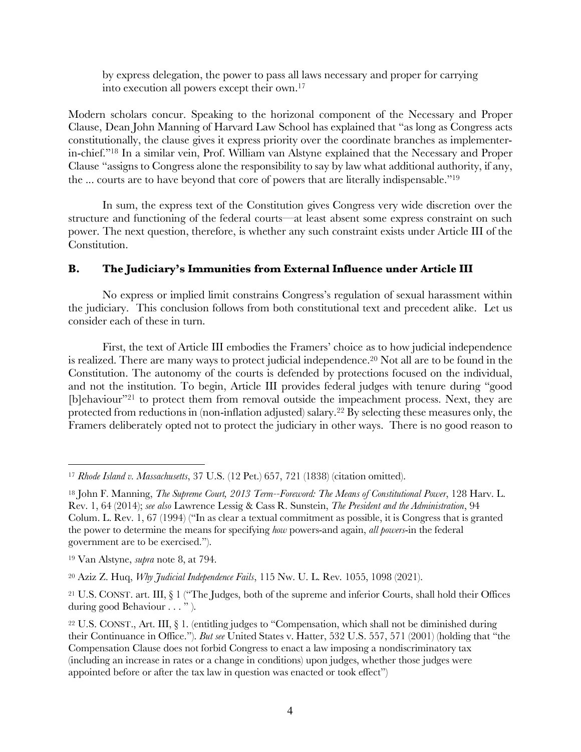by express delegation, the power to pass all laws necessary and proper for carrying into execution all powers except their own.[17]

Modern scholars concur. Speaking to the horizonal component of the Necessary and Proper Clause, Dean John Manning of Harvard Law School has explained that "as long as Congress acts constitutionally, the clause gives it express priority over the coordinate branches as implementer-in-chief."[18] In a similar vein, Prof. William van Alstyne explained that the Necessary and Proper Clause "assigns to Congress alone the responsibility to say by law what additional authority, if any, the ... courts are to have beyond that core of powers that are literally indispensable."[19]

In sum, the express text of the Constitution gives Congress very wide discretion over the structure and functioning of the federal courts—at least absent some express constraint on such power. The next question, therefore, is whether any such constraint exists under Article III of the Constitution.

### B. The Judiciary's Immunities from External Influence under Article III

No express or implied limit constrains Congress's regulation of sexual harassment within the judiciary. This conclusion follows from both constitutional text and precedent alike. Let us consider each of these in turn.

First, the text of Article III embodies the Framers' choice as to how judicial independence is realized. There are many ways to protect judicial independence.[20] Not all are to be found in the Constitution. The autonomy of the courts is defended by protections focused on the individual, and not the institution. To begin, Article III provides federal judges with tenure during "good [b]ehaviour"[21] to protect them from removal outside the impeachment process. Next, they are protected from reductions in (non-inflation adjusted) salary.[22] By selecting these measures only, the Framers deliberately opted not to protect the judiciary in other ways. There is no good reason to

---

[17] *Rhode Island v. Massachusetts*, 37 U.S. (12 Pet.) 657, 721 (1838) (citation omitted).

[18] John F. Manning, *The Supreme Court, 2013 Term--Foreword: The Means of Constitutional Power*, 128 Harv. L. Rev. 1, 64 (2014); *see also* Lawrence Lessig & Cass R. Sunstein, *The President and the Administration*, 94 Colum. L. Rev. 1, 67 (1994) ("In as clear a textual commitment as possible, it is Congress that is granted the power to determine the means for specifying *how* powers-and again, *all powers*-in the federal government are to be exercised.").

[19] Van Alstyne, *supra* note 8, at 794.

[20] Aziz Z. Huq, *Why Judicial Independence Fails*, 115 Nw. U. L. Rev. 1055, 1098 (2021).

[21] U.S. CONST. art. III, § 1 ("The Judges, both of the supreme and inferior Courts, shall hold their Offices during good Behaviour . . . " ).

[22] U.S. CONST., Art. III, § 1. (entitling judges to "Compensation, which shall not be diminished during their Continuance in Office."). *But see* United States v. Hatter, 532 U.S. 557, 571 (2001) (holding that "the Compensation Clause does not forbid Congress to enact a law imposing a nondiscriminatory tax (including an increase in rates or a change in conditions) upon judges, whether those judges were appointed before or after the tax law in question was enacted or took effect")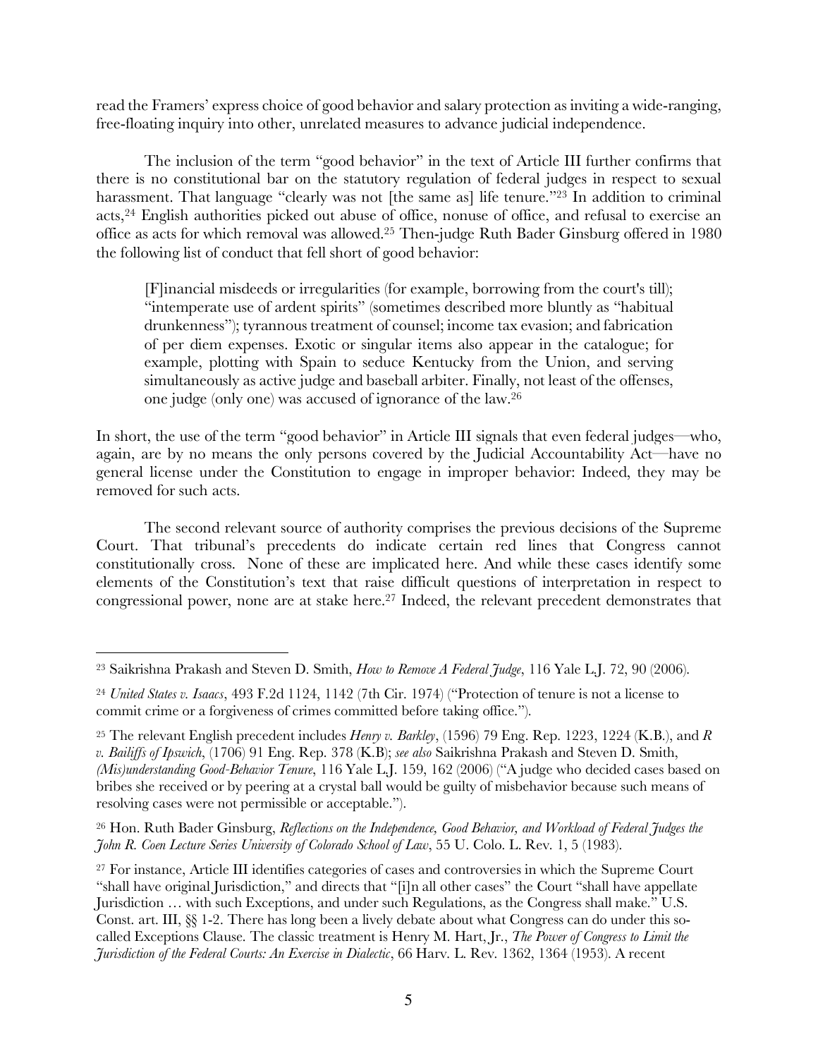read the Framers' express choice of good behavior and salary protection as inviting a wide-ranging, free-floating inquiry into other, unrelated measures to advance judicial independence.

The inclusion of the term "good behavior" in the text of Article III further confirms that there is no constitutional bar on the statutory regulation of federal judges in respect to sexual harassment. That language "clearly was not [the same as] life tenure."[23] In addition to criminal acts,[24] English authorities picked out abuse of office, nonuse of office, and refusal to exercise an office as acts for which removal was allowed.[25] Then-judge Ruth Bader Ginsburg offered in 1980 the following list of conduct that fell short of good behavior:

> [F]inancial misdeeds or irregularities (for example, borrowing from the court's till); "intemperate use of ardent spirits" (sometimes described more bluntly as "habitual drunkenness"); tyrannous treatment of counsel; income tax evasion; and fabrication of per diem expenses. Exotic or singular items also appear in the catalogue; for example, plotting with Spain to seduce Kentucky from the Union, and serving simultaneously as active judge and baseball arbiter. Finally, not least of the offenses, one judge (only one) was accused of ignorance of the law.[26]

In short, the use of the term "good behavior" in Article III signals that even federal judges—who, again, are by no means the only persons covered by the Judicial Accountability Act—have no general license under the Constitution to engage in improper behavior: Indeed, they may be removed for such acts.

The second relevant source of authority comprises the previous decisions of the Supreme Court. That tribunal's precedents do indicate certain red lines that Congress cannot constitutionally cross. None of these are implicated here. And while these cases identify some elements of the Constitution's text that raise difficult questions of interpretation in respect to congressional power, none are at stake here.[27] Indeed, the relevant precedent demonstrates that

---

[23] Saikrishna Prakash and Steven D. Smith, *How to Remove A Federal Judge*, 116 Yale L.J. 72, 90 (2006).

[24] *United States v. Isaacs*, 493 F.2d 1124, 1142 (7th Cir. 1974) ("Protection of tenure is not a license to commit crime or a forgiveness of crimes committed before taking office.").

[25] The relevant English precedent includes *Henry v. Barkley*, (1596) 79 Eng. Rep. 1223, 1224 (K.B.), and *R v. Bailiffs of Ipswich*, (1706) 91 Eng. Rep. 378 (K.B); *see also* Saikrishna Prakash and Steven D. Smith, *(Mis)understanding Good-Behavior Tenure*, 116 Yale L.J. 159, 162 (2006) ("A judge who decided cases based on bribes she received or by peering at a crystal ball would be guilty of misbehavior because such means of resolving cases were not permissible or acceptable.").

[26] Hon. Ruth Bader Ginsburg, *Reflections on the Independence, Good Behavior, and Workload of Federal Judges the John R. Coen Lecture Series University of Colorado School of Law*, 55 U. Colo. L. Rev. 1, 5 (1983).

[27] For instance, Article III identifies categories of cases and controversies in which the Supreme Court "shall have original Jurisdiction," and directs that "[i]n all other cases" the Court "shall have appellate Jurisdiction … with such Exceptions, and under such Regulations, as the Congress shall make." U.S. Const. art. III, §§ 1-2. There has long been a lively debate about what Congress can do under this so-called Exceptions Clause. The classic treatment is Henry M. Hart, Jr., *The Power of Congress to Limit the Jurisdiction of the Federal Courts: An Exercise in Dialectic*, 66 Harv. L. Rev. 1362, 1364 (1953). A recent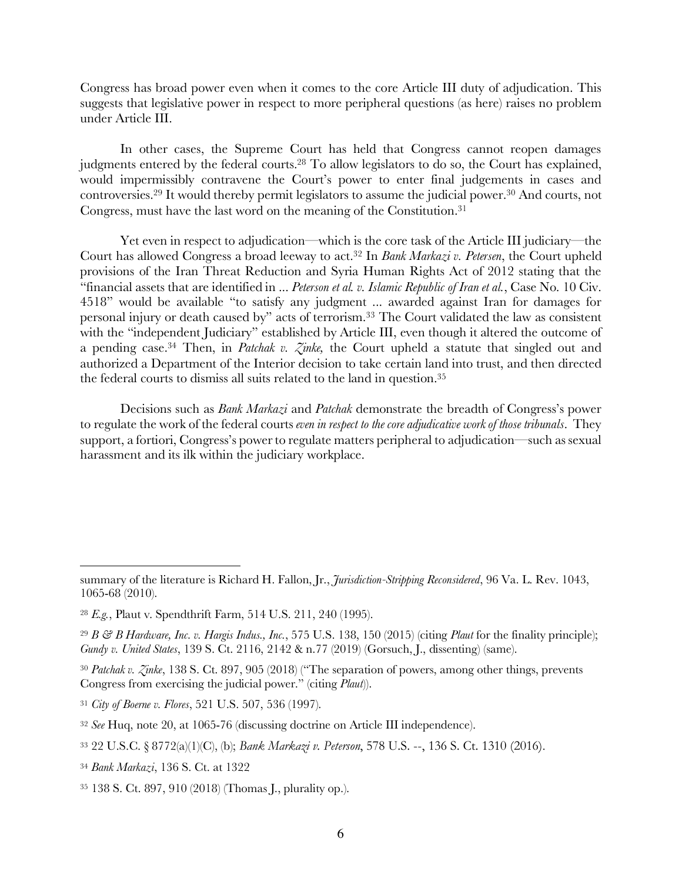Congress has broad power even when it comes to the core Article III duty of adjudication. This suggests that legislative power in respect to more peripheral questions (as here) raises no problem under Article III.

In other cases, the Supreme Court has held that Congress cannot reopen damages judgments entered by the federal courts.[28] To allow legislators to do so, the Court has explained, would impermissibly contravene the Court's power to enter final judgements in cases and controversies.[29] It would thereby permit legislators to assume the judicial power.[30] And courts, not Congress, must have the last word on the meaning of the Constitution.[31]

Yet even in respect to adjudication—which is the core task of the Article III judiciary—the Court has allowed Congress a broad leeway to act.[32] In *Bank Markazi v. Petersen*, the Court upheld provisions of the Iran Threat Reduction and Syria Human Rights Act of 2012 stating that the "financial assets that are identified in ... *Peterson et al. v. Islamic Republic of Iran et al.*, Case No. 10 Civ. 4518" would be available "to satisfy any judgment ... awarded against Iran for damages for personal injury or death caused by" acts of terrorism.[33] The Court validated the law as consistent with the "independent Judiciary" established by Article III, even though it altered the outcome of a pending case.[34] Then, in *Patchak v. Zinke,* the Court upheld a statute that singled out and authorized a Department of the Interior decision to take certain land into trust, and then directed the federal courts to dismiss all suits related to the land in question.[35]

Decisions such as *Bank Markazi* and *Patchak* demonstrate the breadth of Congress's power to regulate the work of the federal courts *even in respect to the core adjudicative work of those tribunals*. They support, a fortiori, Congress's power to regulate matters peripheral to adjudication—such as sexual harassment and its ilk within the judiciary workplace.

---

summary of the literature is Richard H. Fallon, Jr., *Jurisdiction-Stripping Reconsidered*, 96 Va. L. Rev. 1043, 1065-68 (2010).

[28] *E.g.*, Plaut v. Spendthrift Farm, 514 U.S. 211, 240 (1995).

[29] *B & B Hardware, Inc. v. Hargis Indus., Inc.*, 575 U.S. 138, 150 (2015) (citing *Plaut* for the finality principle); *Gundy v. United States*, 139 S. Ct. 2116, 2142 & n.77 (2019) (Gorsuch, J., dissenting) (same).

[30] *Patchak v. Zinke*, 138 S. Ct. 897, 905 (2018) ("The separation of powers, among other things, prevents Congress from exercising the judicial power." (citing *Plaut*)).

[31] *City of Boerne v. Flores*, 521 U.S. 507, 536 (1997).

[32] *See* Huq, note 20, at 1065-76 (discussing doctrine on Article III independence).

[33] 22 U.S.C. § 8772(a)(1)(C), (b); *Bank Markazi v. Peterson,* 578 U.S. --, 136 S. Ct. 1310 (2016).

[34] *Bank Markazi*, 136 S. Ct. at 1322

[35] 138 S. Ct. 897, 910 (2018) (Thomas J., plurality op.).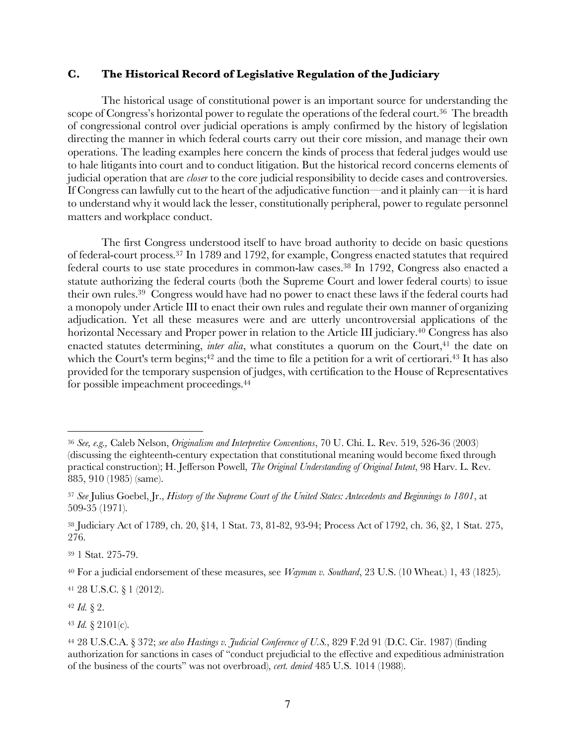### C. The Historical Record of Legislative Regulation of the Judiciary

The historical usage of constitutional power is an important source for understanding the scope of Congress's horizontal power to regulate the operations of the federal court.[36] The breadth of congressional control over judicial operations is amply confirmed by the history of legislation directing the manner in which federal courts carry out their core mission, and manage their own operations. The leading examples here concern the kinds of process that federal judges would use to hale litigants into court and to conduct litigation. But the historical record concerns elements of judicial operation that are *closer* to the core judicial responsibility to decide cases and controversies. If Congress can lawfully cut to the heart of the adjudicative function—and it plainly can—it is hard to understand why it would lack the lesser, constitutionally peripheral, power to regulate personnel matters and workplace conduct.

The first Congress understood itself to have broad authority to decide on basic questions of federal-court process.[37] In 1789 and 1792, for example, Congress enacted statutes that required federal courts to use state procedures in common-law cases.[38] In 1792, Congress also enacted a statute authorizing the federal courts (both the Supreme Court and lower federal courts) to issue their own rules.[39] Congress would have had no power to enact these laws if the federal courts had a monopoly under Article III to enact their own rules and regulate their own manner of organizing adjudication. Yet all these measures were and are utterly uncontroversial applications of the horizontal Necessary and Proper power in relation to the Article III judiciary.[40] Congress has also enacted statutes determining, *inter alia*, what constitutes a quorum on the Court,[41] the date on which the Court's term begins;[42] and the time to file a petition for a writ of certiorari.[43] It has also provided for the temporary suspension of judges, with certification to the House of Representatives for possible impeachment proceedings.[44]

---

[36] *See, e.g.,* Caleb Nelson, *Originalism and Interpretive Conventions*, 70 U. Chi. L. Rev. 519, 526-36 (2003) (discussing the eighteenth-century expectation that constitutional meaning would become fixed through practical construction); H. Jefferson Powell, *The Original Understanding of Original Intent*, 98 Harv. L. Rev. 885, 910 (1985) (same).

[37] *See* Julius Goebel, Jr., *History of the Supreme Court of the United States: Antecedents and Beginnings to 1801*, at 509-35 (1971).

[38] Judiciary Act of 1789, ch. 20, §14, 1 Stat. 73, 81-82, 93-94; Process Act of 1792, ch. 36, §2, 1 Stat. 275, 276.

[39] 1 Stat. 275-79.

[40] For a judicial endorsement of these measures, see *Wayman v. Southard*, 23 U.S. (10 Wheat.) 1, 43 (1825).

[41] 28 U.S.C. § 1 (2012).

[42] *Id.* § 2.

[43] *Id.* § 2101(c).

[44] 28 U.S.C.A. § 372; *see also Hastings v. Judicial Conference of U.S.*, 829 F.2d 91 (D.C. Cir. 1987) (finding authorization for sanctions in cases of "conduct prejudicial to the effective and expeditious administration of the business of the courts" was not overbroad), *cert. denied* 485 U.S. 1014 (1988).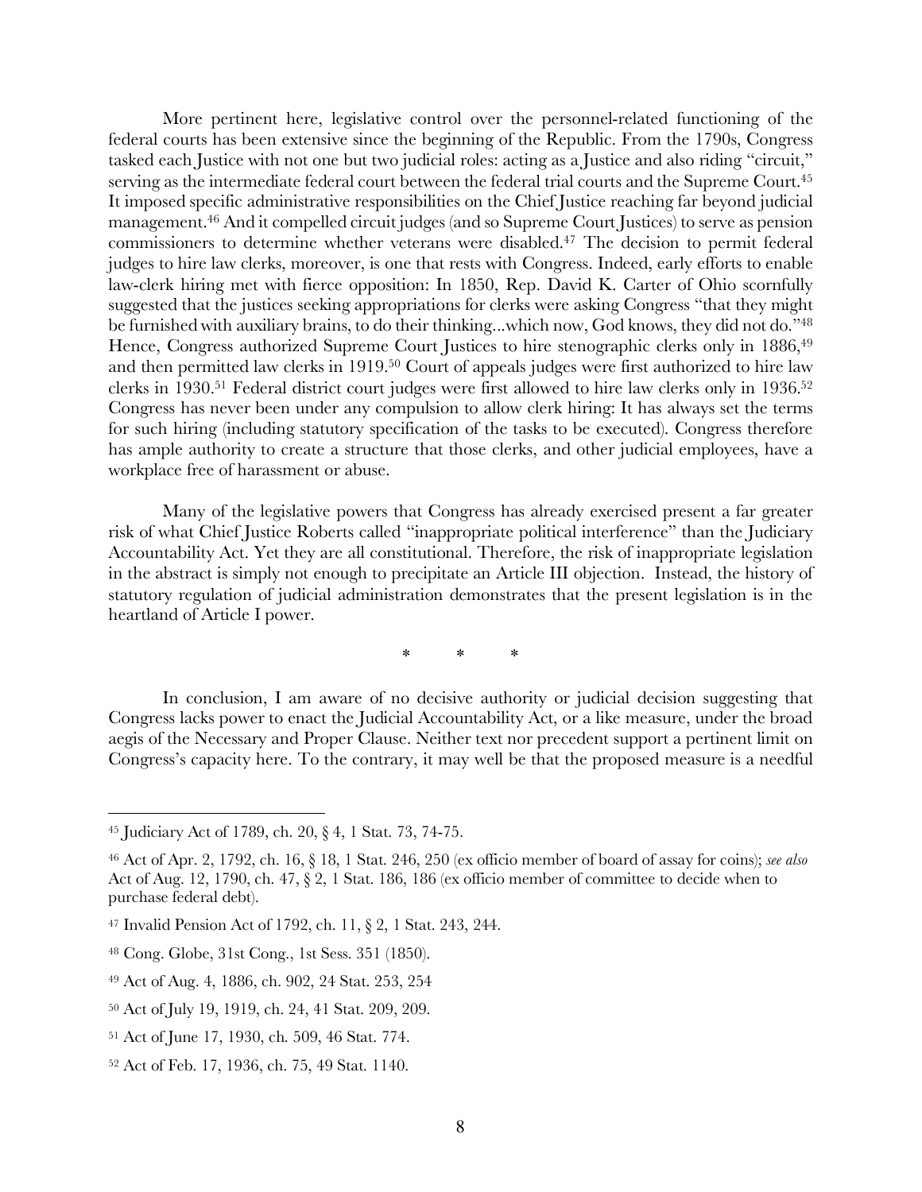More pertinent here, legislative control over the personnel-related functioning of the federal courts has been extensive since the beginning of the Republic. From the 1790s, Congress tasked each Justice with not one but two judicial roles: acting as a Justice and also riding "circuit," serving as the intermediate federal court between the federal trial courts and the Supreme Court.[45] It imposed specific administrative responsibilities on the Chief Justice reaching far beyond judicial management.[46] And it compelled circuit judges (and so Supreme Court Justices) to serve as pension commissioners to determine whether veterans were disabled.[47] The decision to permit federal judges to hire law clerks, moreover, is one that rests with Congress. Indeed, early efforts to enable law-clerk hiring met with fierce opposition: In 1850, Rep. David K. Carter of Ohio scornfully suggested that the justices seeking appropriations for clerks were asking Congress "that they might be furnished with auxiliary brains, to do their thinking...which now, God knows, they did not do."[48] Hence, Congress authorized Supreme Court Justices to hire stenographic clerks only in 1886,[49] and then permitted law clerks in 1919.[50] Court of appeals judges were first authorized to hire law clerks in 1930.[51] Federal district court judges were first allowed to hire law clerks only in 1936.[52] Congress has never been under any compulsion to allow clerk hiring: It has always set the terms for such hiring (including statutory specification of the tasks to be executed). Congress therefore has ample authority to create a structure that those clerks, and other judicial employees, have a workplace free of harassment or abuse.

Many of the legislative powers that Congress has already exercised present a far greater risk of what Chief Justice Roberts called "inappropriate political interference" than the Judiciary Accountability Act. Yet they are all constitutional. Therefore, the risk of inappropriate legislation in the abstract is simply not enough to precipitate an Article III objection. Instead, the history of statutory regulation of judicial administration demonstrates that the present legislation is in the heartland of Article I power.

\* \* \*

In conclusion, I am aware of no decisive authority or judicial decision suggesting that Congress lacks power to enact the Judicial Accountability Act, or a like measure, under the broad aegis of the Necessary and Proper Clause. Neither text nor precedent support a pertinent limit on Congress's capacity here. To the contrary, it may well be that the proposed measure is a needful

---

[45] Judiciary Act of 1789, ch. 20, § 4, 1 Stat. 73, 74-75.

[46] Act of Apr. 2, 1792, ch. 16, § 18, 1 Stat. 246, 250 (ex officio member of board of assay for coins); *see also* Act of Aug. 12, 1790, ch. 47, § 2, 1 Stat. 186, 186 (ex officio member of committee to decide when to purchase federal debt).

[47] Invalid Pension Act of 1792, ch. 11, § 2, 1 Stat. 243, 244.

[48] Cong. Globe, 31st Cong., 1st Sess. 351 (1850).

[49] Act of Aug. 4, 1886, ch. 902, 24 Stat. 253, 254

[50] Act of July 19, 1919, ch. 24, 41 Stat. 209, 209.

[51] Act of June 17, 1930, ch. 509, 46 Stat. 774.

[52] Act of Feb. 17, 1936, ch. 75, 49 Stat. 1140.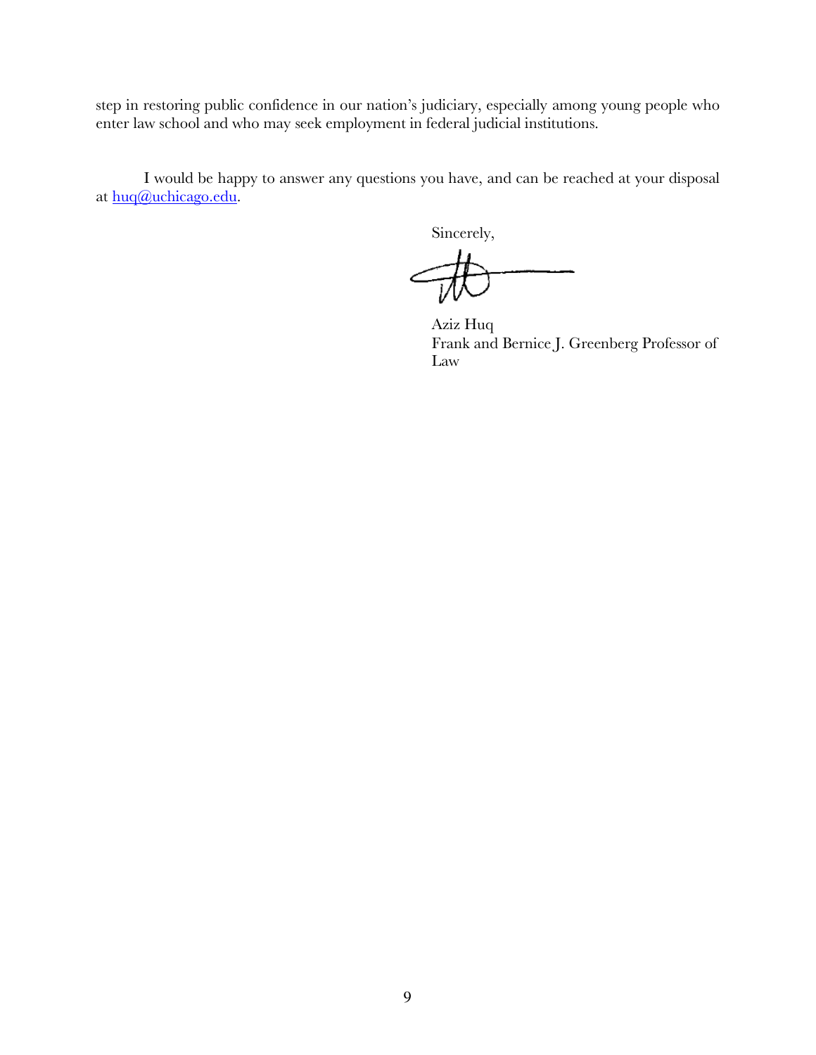step in restoring public confidence in our nation's judiciary, especially among young people who enter law school and who may seek employment in federal judicial institutions.

I would be happy to answer any questions you have, and can be reached at your disposal at huq@uchicago.edu.

Sincerely,

Aziz Huq
Frank and Bernice J. Greenberg Professor of Law